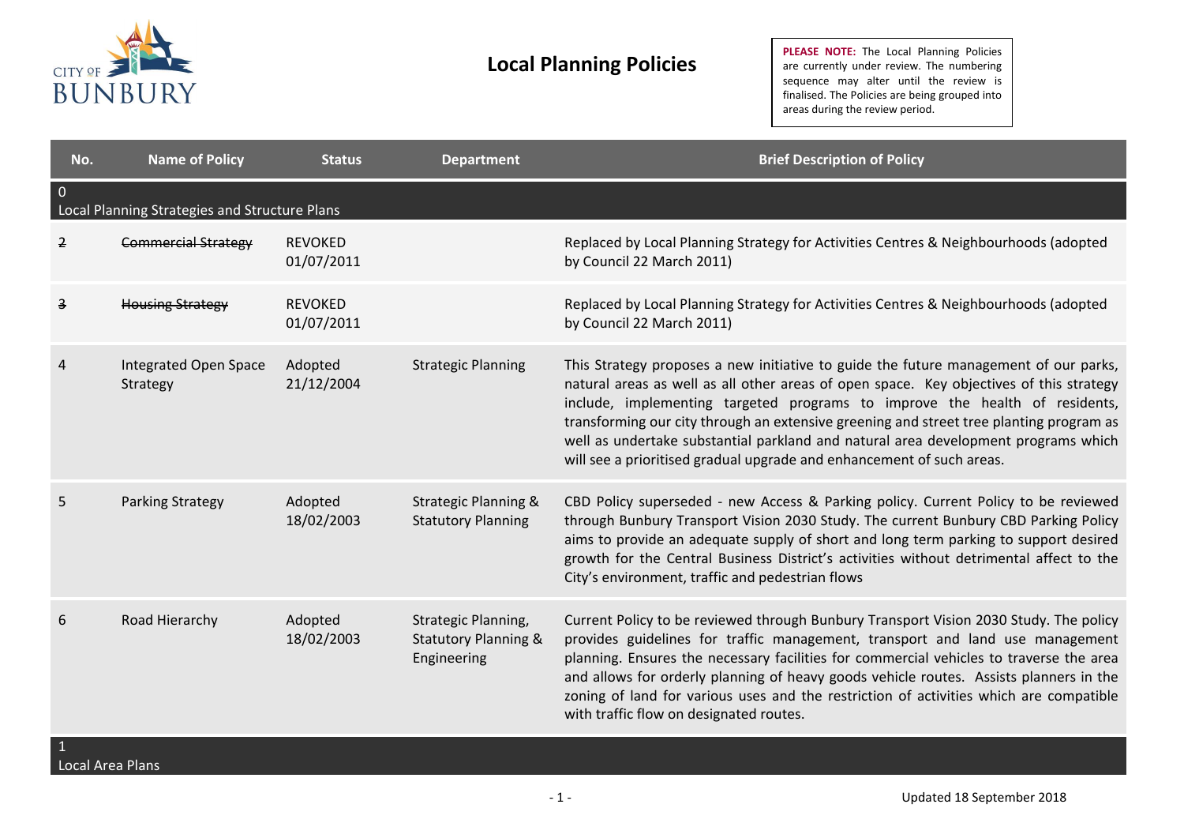# Local Planning Policies

**PLEASE NOTE:** The Local Planning Policies are currently under review. The numbering sequence may alter until the review is finalised. The Policies are being grouped into areas during the review period.

| No. | Name of Policy | Status | Department | Brief Description of Policy |
|---|---|---|---|---|
| **0 Local Planning Strategies and Structure Plans** | | | | |
| ~~2~~ | ~~Commercial Strategy~~ | REVOKED 01/07/2011 | | Replaced by Local Planning Strategy for Activities Centres & Neighbourhoods (adopted by Council 22 March 2011) |
| ~~3~~ | ~~Housing Strategy~~ | REVOKED 01/07/2011 | | Replaced by Local Planning Strategy for Activities Centres & Neighbourhoods (adopted by Council 22 March 2011) |
| 4 | Integrated Open Space Strategy | Adopted 21/12/2004 | Strategic Planning | This Strategy proposes a new initiative to guide the future management of our parks, natural areas as well as all other areas of open space. Key objectives of this strategy include, implementing targeted programs to improve the health of residents, transforming our city through an extensive greening and street tree planting program as well as undertake substantial parkland and natural area development programs which will see a prioritised gradual upgrade and enhancement of such areas. |
| 5 | Parking Strategy | Adopted 18/02/2003 | Strategic Planning & Statutory Planning | CBD Policy superseded - new Access & Parking policy. Current Policy to be reviewed through Bunbury Transport Vision 2030 Study. The current Bunbury CBD Parking Policy aims to provide an adequate supply of short and long term parking to support desired growth for the Central Business District's activities without detrimental affect to the City's environment, traffic and pedestrian flows |
| 6 | Road Hierarchy | Adopted 18/02/2003 | Strategic Planning, Statutory Planning & Engineering | Current Policy to be reviewed through Bunbury Transport Vision 2030 Study. The policy provides guidelines for traffic management, transport and land use management planning. Ensures the necessary facilities for commercial vehicles to traverse the area and allows for orderly planning of heavy goods vehicle routes. Assists planners in the zoning of land for various uses and the restriction of activities which are compatible with traffic flow on designated routes. |
| **1 Local Area Plans** | | | | |

Updated 18 September 2018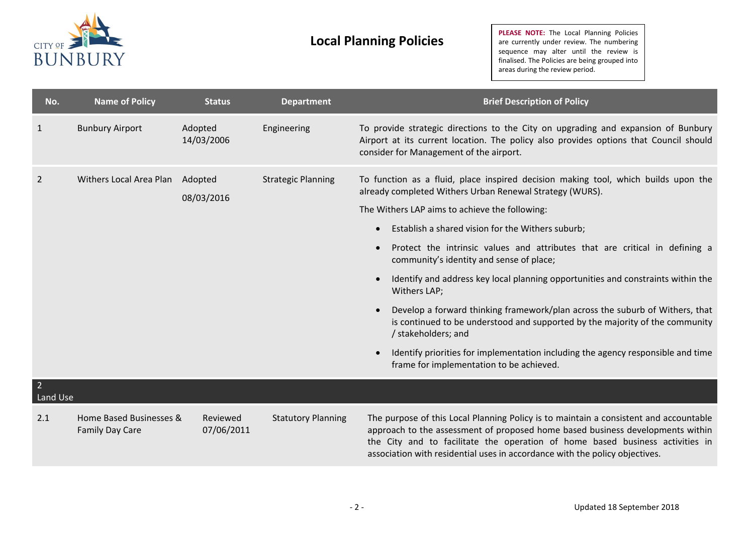# Local Planning Policies

**PLEASE NOTE:** The Local Planning Policies are currently under review. The numbering sequence may alter until the review is finalised. The Policies are being grouped into areas during the review period.

| No. | Name of Policy | Status | Department | Brief Description of Policy |
|---|---|---|---|---|
| 1 | Bunbury Airport | Adopted 14/03/2006 | Engineering | To provide strategic directions to the City on upgrading and expansion of Bunbury Airport at its current location. The policy also provides options that Council should consider for Management of the airport. |
| 2 | Withers Local Area Plan | Adopted 08/03/2016 | Strategic Planning | To function as a fluid, place inspired decision making tool, which builds upon the already completed Withers Urban Renewal Strategy (WURS).<br><br>The Withers LAP aims to achieve the following:<br>• Establish a shared vision for the Withers suburb;<br>• Protect the intrinsic values and attributes that are critical in defining a community's identity and sense of place;<br>• Identify and address key local planning opportunities and constraints within the Withers LAP;<br>• Develop a forward thinking framework/plan across the suburb of Withers, that is continued to be understood and supported by the majority of the community / stakeholders; and<br>• Identify priorities for implementation including the agency responsible and time frame for implementation to be achieved. |
| **2 Land Use** | | | | |
| 2.1 | Home Based Businesses & Family Day Care | Reviewed 07/06/2011 | Statutory Planning | The purpose of this Local Planning Policy is to maintain a consistent and accountable approach to the assessment of proposed home based business developments within the City and to facilitate the operation of home based business activities in association with residential uses in accordance with the policy objectives. |

Updated 18 September 2018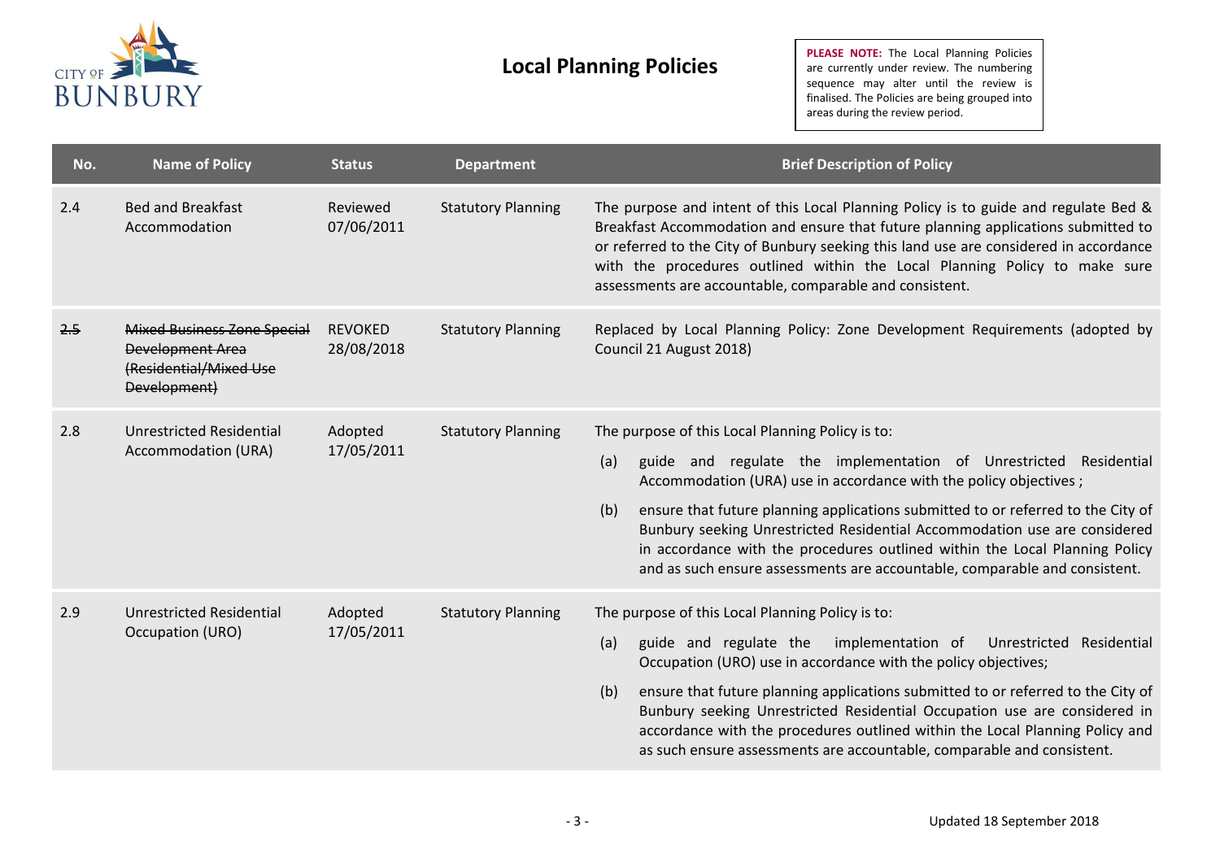# Local Planning Policies

**PLEASE NOTE:** The Local Planning Policies are currently under review. The numbering sequence may alter until the review is finalised. The Policies are being grouped into areas during the review period.

| No. | Name of Policy | Status | Department | Brief Description of Policy |
|---|---|---|---|---|
| 2.4 | Bed and Breakfast Accommodation | Reviewed 07/06/2011 | Statutory Planning | The purpose and intent of this Local Planning Policy is to guide and regulate Bed & Breakfast Accommodation and ensure that future planning applications submitted to or referred to the City of Bunbury seeking this land use are considered in accordance with the procedures outlined within the Local Planning Policy to make sure assessments are accountable, comparable and consistent. |
| ~~2.5~~ | ~~Mixed Business Zone Special Development Area (Residential/Mixed Use Development)~~ | REVOKED 28/08/2018 | Statutory Planning | Replaced by Local Planning Policy: Zone Development Requirements (adopted by Council 21 August 2018) |
| 2.8 | Unrestricted Residential Accommodation (URA) | Adopted 17/05/2011 | Statutory Planning | The purpose of this Local Planning Policy is to:<br>(a) guide and regulate the implementation of Unrestricted Residential Accommodation (URA) use in accordance with the policy objectives ;<br>(b) ensure that future planning applications submitted to or referred to the City of Bunbury seeking Unrestricted Residential Accommodation use are considered in accordance with the procedures outlined within the Local Planning Policy and as such ensure assessments are accountable, comparable and consistent. |
| 2.9 | Unrestricted Residential Occupation (URO) | Adopted 17/05/2011 | Statutory Planning | The purpose of this Local Planning Policy is to:<br>(a) guide and regulate the implementation of Unrestricted Residential Occupation (URO) use in accordance with the policy objectives;<br>(b) ensure that future planning applications submitted to or referred to the City of Bunbury seeking Unrestricted Residential Occupation use are considered in accordance with the procedures outlined within the Local Planning Policy and as such ensure assessments are accountable, comparable and consistent. |

Updated 18 September 2018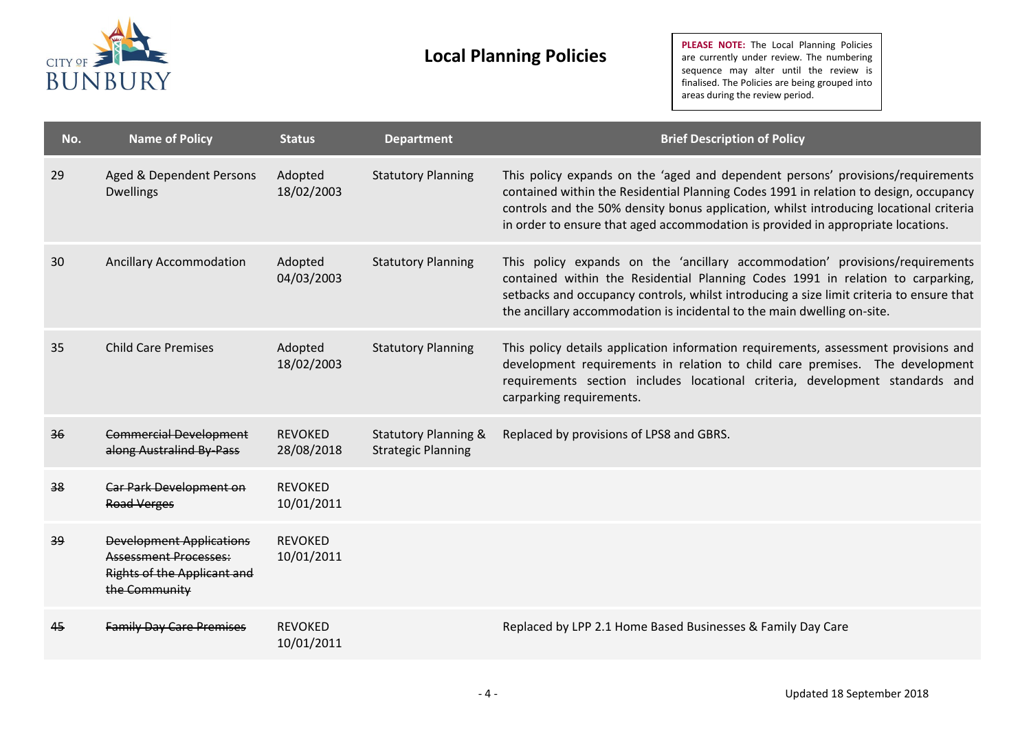# Local Planning Policies

**PLEASE NOTE:** The Local Planning Policies are currently under review. The numbering sequence may alter until the review is finalised. The Policies are being grouped into areas during the review period.

| No. | Name of Policy | Status | Department | Brief Description of Policy |
|---|---|---|---|---|
| 29 | Aged & Dependent Persons Dwellings | Adopted 18/02/2003 | Statutory Planning | This policy expands on the 'aged and dependent persons' provisions/requirements contained within the Residential Planning Codes 1991 in relation to design, occupancy controls and the 50% density bonus application, whilst introducing locational criteria in order to ensure that aged accommodation is provided in appropriate locations. |
| 30 | Ancillary Accommodation | Adopted 04/03/2003 | Statutory Planning | This policy expands on the 'ancillary accommodation' provisions/requirements contained within the Residential Planning Codes 1991 in relation to carparking, setbacks and occupancy controls, whilst introducing a size limit criteria to ensure that the ancillary accommodation is incidental to the main dwelling on-site. |
| 35 | Child Care Premises | Adopted 18/02/2003 | Statutory Planning | This policy details application information requirements, assessment provisions and development requirements in relation to child care premises. The development requirements section includes locational criteria, development standards and carparking requirements. |
| ~~36~~ | ~~Commercial Development along Australind By-Pass~~ | REVOKED 28/08/2018 | Statutory Planning & Strategic Planning | Replaced by provisions of LPS8 and GBRS. |
| ~~38~~ | ~~Car Park Development on Road Verges~~ | REVOKED 10/01/2011 | | |
| ~~39~~ | ~~Development Applications Assessment Processes: Rights of the Applicant and the Community~~ | REVOKED 10/01/2011 | | |
| ~~45~~ | ~~Family Day Care Premises~~ | REVOKED 10/01/2011 | | Replaced by LPP 2.1 Home Based Businesses & Family Day Care |

Updated 18 September 2018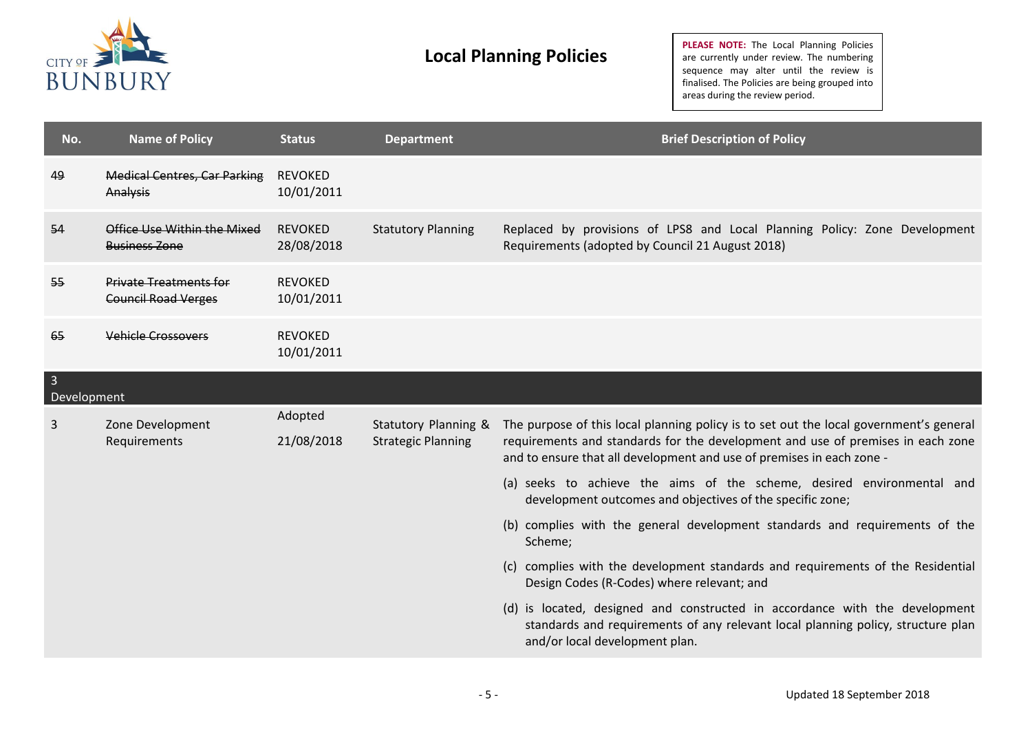# Local Planning Policies

**PLEASE NOTE:** The Local Planning Policies are currently under review. The numbering sequence may alter until the review is finalised. The Policies are being grouped into areas during the review period.

| No. | Name of Policy | Status | Department | Brief Description of Policy |
|---|---|---|---|---|
| ~~49~~ | ~~Medical Centres, Car Parking Analysis~~ | REVOKED 10/01/2011 | | |
| ~~54~~ | ~~Office Use Within the Mixed Business Zone~~ | REVOKED 28/08/2018 | Statutory Planning | Replaced by provisions of LPS8 and Local Planning Policy: Zone Development Requirements (adopted by Council 21 August 2018) |
| ~~55~~ | ~~Private Treatments for Council Road Verges~~ | REVOKED 10/01/2011 | | |
| ~~65~~ | ~~Vehicle Crossovers~~ | REVOKED 10/01/2011 | | |
| **3 Development** | | | | |
| 3 | Zone Development Requirements | Adopted 21/08/2018 | Statutory Planning & Strategic Planning | The purpose of this local planning policy is to set out the local government's general requirements and standards for the development and use of premises in each zone and to ensure that all development and use of premises in each zone - (a) seeks to achieve the aims of the scheme, desired environmental and development outcomes and objectives of the specific zone; (b) complies with the general development standards and requirements of the Scheme; (c) complies with the development standards and requirements of the Residential Design Codes (R-Codes) where relevant; and (d) is located, designed and constructed in accordance with the development standards and requirements of any relevant local planning policy, structure plan and/or local development plan. |

Updated 18 September 2018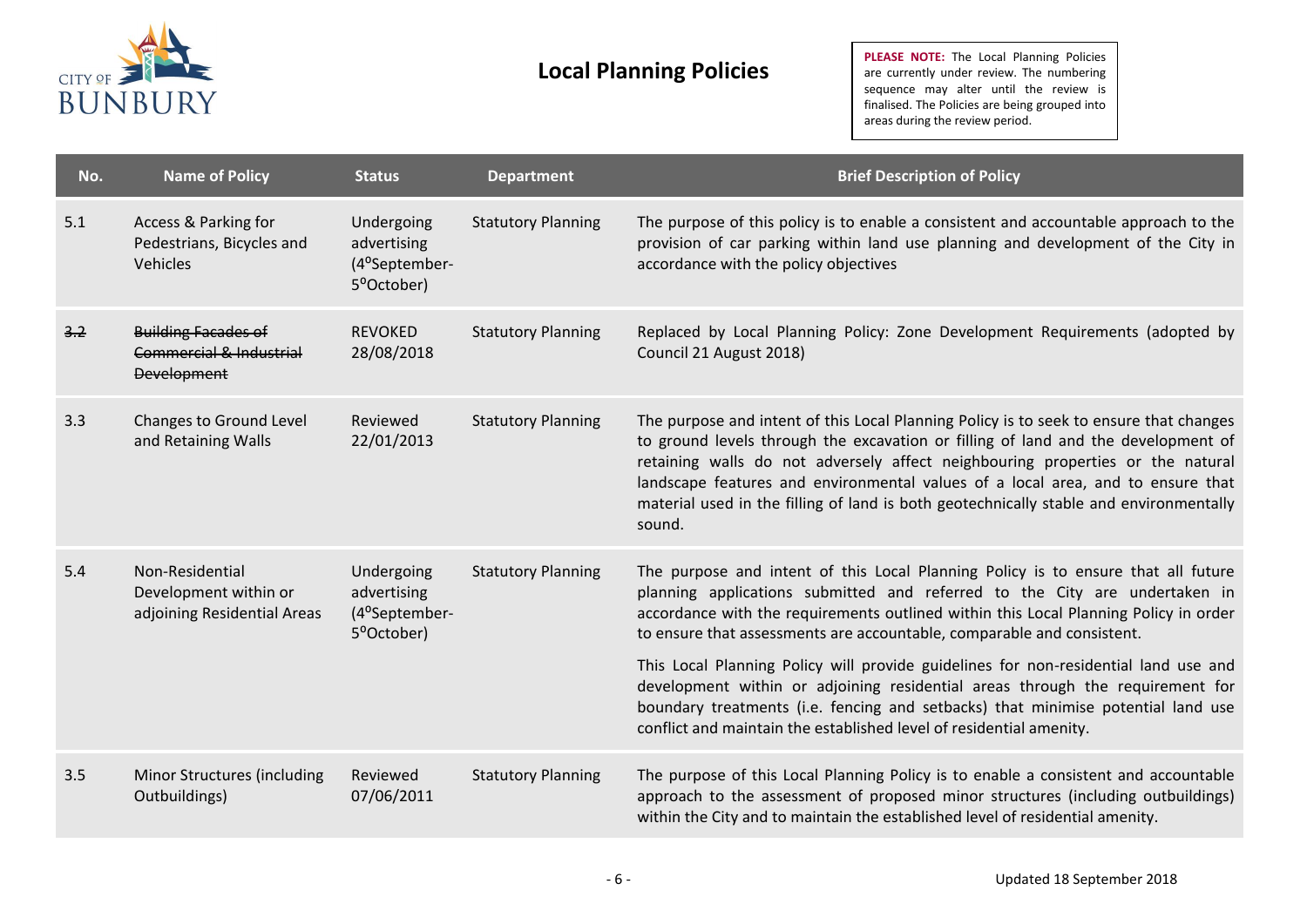# Local Planning Policies

**PLEASE NOTE:** The Local Planning Policies are currently under review. The numbering sequence may alter until the review is finalised. The Policies are being grouped into areas during the review period.

| No. | Name of Policy | Status | Department | Brief Description of Policy |
|---|---|---|---|---|
| 5.1 | Access & Parking for Pedestrians, Bicycles and Vehicles | Undergoing advertising (4[o]September-5[o]October) | Statutory Planning | The purpose of this policy is to enable a consistent and accountable approach to the provision of car parking within land use planning and development of the City in accordance with the policy objectives |
| ~~3.2~~ | ~~Building Facades of Commercial & Industrial Development~~ | REVOKED 28/08/2018 | Statutory Planning | Replaced by Local Planning Policy: Zone Development Requirements (adopted by Council 21 August 2018) |
| 3.3 | Changes to Ground Level and Retaining Walls | Reviewed 22/01/2013 | Statutory Planning | The purpose and intent of this Local Planning Policy is to seek to ensure that changes to ground levels through the excavation or filling of land and the development of retaining walls do not adversely affect neighbouring properties or the natural landscape features and environmental values of a local area, and to ensure that material used in the filling of land is both geotechnically stable and environmentally sound. |
| 5.4 | Non-Residential Development within or adjoining Residential Areas | Undergoing advertising (4[o]September-5[o]October) | Statutory Planning | The purpose and intent of this Local Planning Policy is to ensure that all future planning applications submitted and referred to the City are undertaken in accordance with the requirements outlined within this Local Planning Policy in order to ensure that assessments are accountable, comparable and consistent.<br><br>This Local Planning Policy will provide guidelines for non-residential land use and development within or adjoining residential areas through the requirement for boundary treatments (i.e. fencing and setbacks) that minimise potential land use conflict and maintain the established level of residential amenity. |
| 3.5 | Minor Structures (including Outbuildings) | Reviewed 07/06/2011 | Statutory Planning | The purpose of this Local Planning Policy is to enable a consistent and accountable approach to the assessment of proposed minor structures (including outbuildings) within the City and to maintain the established level of residential amenity. |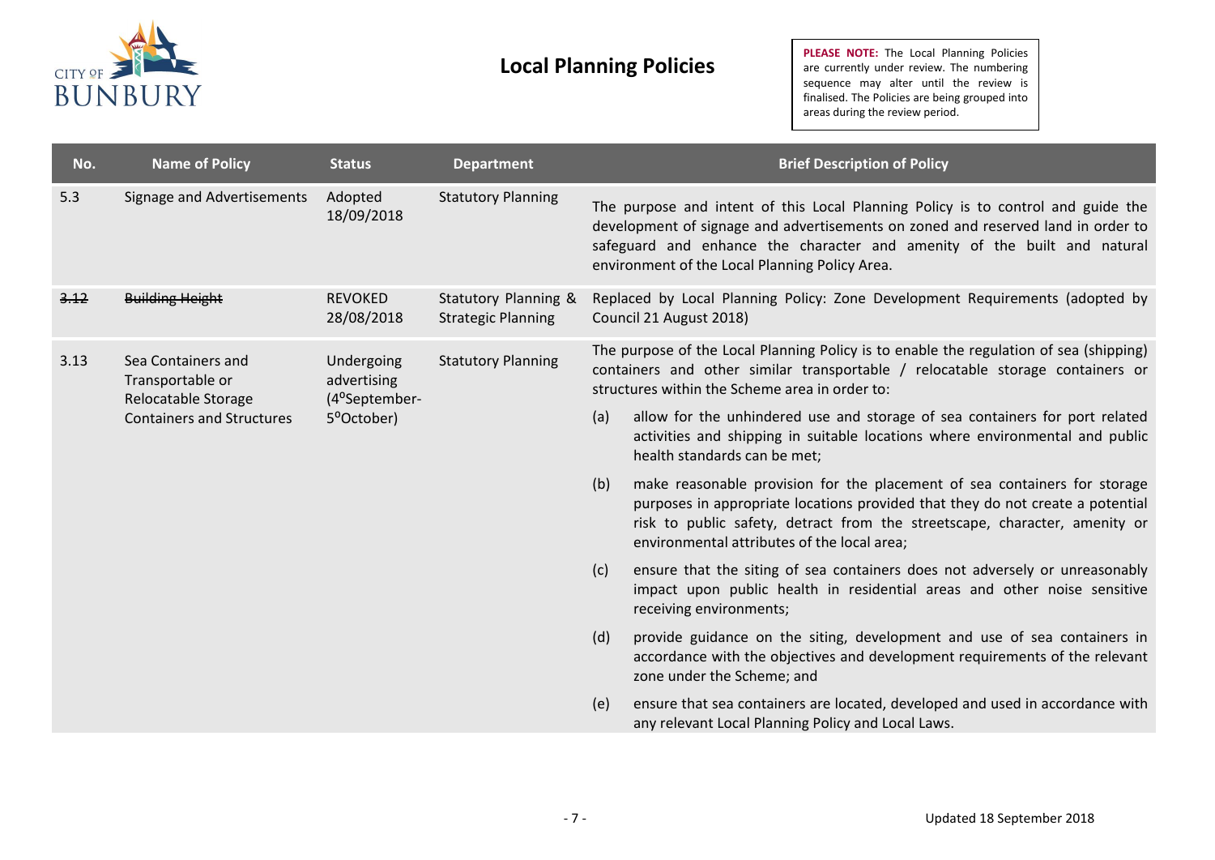# Local Planning Policies

**PLEASE NOTE:** The Local Planning Policies are currently under review. The numbering sequence may alter until the review is finalised. The Policies are being grouped into areas during the review period.

| No. | Name of Policy | Status | Department | Brief Description of Policy |
|---|---|---|---|---|
| 5.3 | Signage and Advertisements | Adopted 18/09/2018 | Statutory Planning | The purpose and intent of this Local Planning Policy is to control and guide the development of signage and advertisements on zoned and reserved land in order to safeguard and enhance the character and amenity of the built and natural environment of the Local Planning Policy Area. |
| ~~3.12~~ | ~~Building Height~~ | REVOKED 28/08/2018 | Statutory Planning & Strategic Planning | Replaced by Local Planning Policy: Zone Development Requirements (adopted by Council 21 August 2018) |
| 3.13 | Sea Containers and Transportable or Relocatable Storage Containers and Structures | Undergoing advertising (4th September-5th October) | Statutory Planning | The purpose of the Local Planning Policy is to enable the regulation of sea (shipping) containers and other similar transportable / relocatable storage containers or structures within the Scheme area in order to:<br>(a) allow for the unhindered use and storage of sea containers for port related activities and shipping in suitable locations where environmental and public health standards can be met;<br>(b) make reasonable provision for the placement of sea containers for storage purposes in appropriate locations provided that they do not create a potential risk to public safety, detract from the streetscape, character, amenity or environmental attributes of the local area;<br>(c) ensure that the siting of sea containers does not adversely or unreasonably impact upon public health in residential areas and other noise sensitive receiving environments;<br>(d) provide guidance on the siting, development and use of sea containers in accordance with the objectives and development requirements of the relevant zone under the Scheme; and<br>(e) ensure that sea containers are located, developed and used in accordance with any relevant Local Planning Policy and Local Laws. |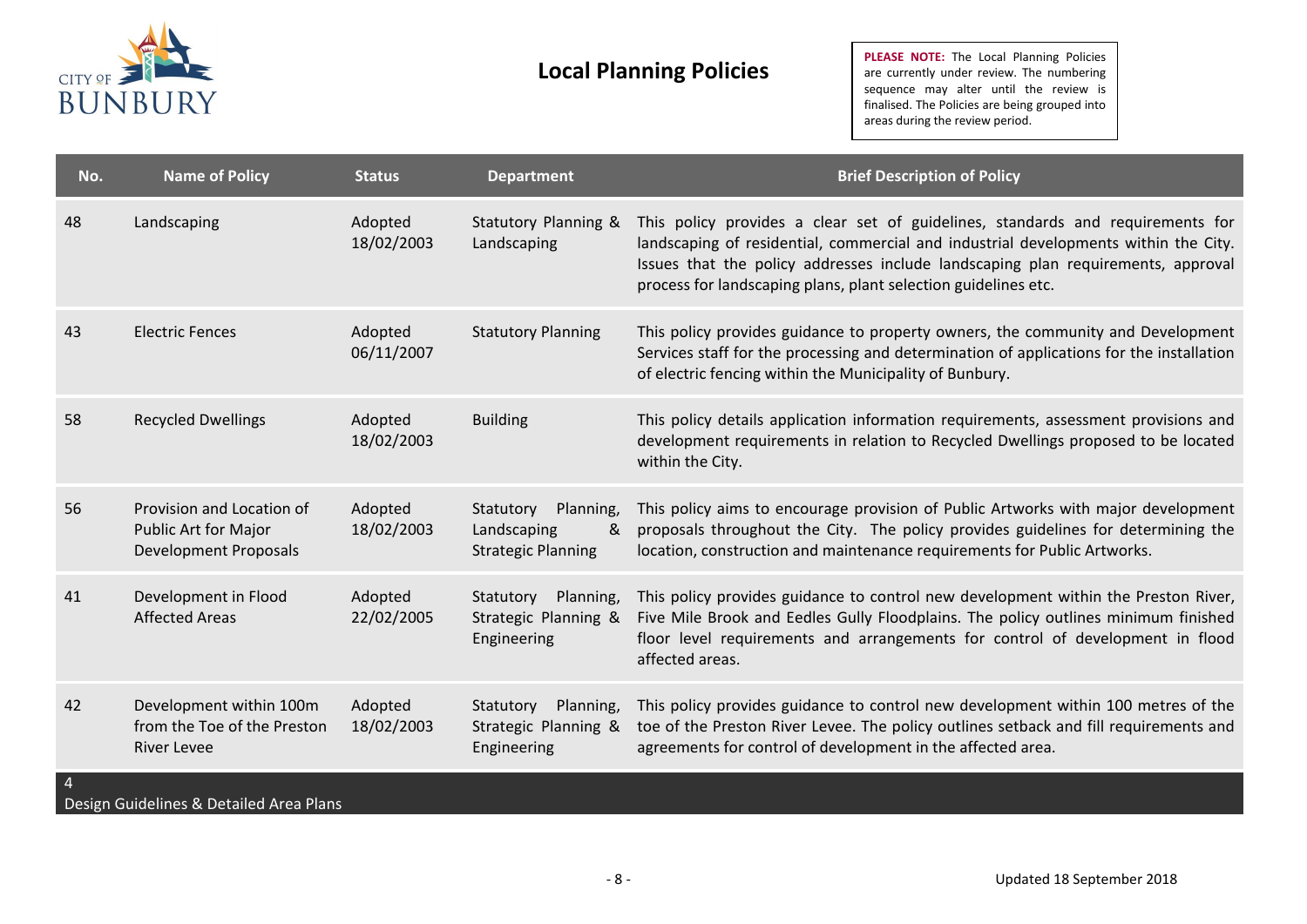# Local Planning Policies

**PLEASE NOTE:** The Local Planning Policies are currently under review. The numbering sequence may alter until the review is finalised. The Policies are being grouped into areas during the review period.

| No. | Name of Policy | Status | Department | Brief Description of Policy |
|---|---|---|---|---|
| 48 | Landscaping | Adopted 18/02/2003 | Statutory Planning & Landscaping | This policy provides a clear set of guidelines, standards and requirements for landscaping of residential, commercial and industrial developments within the City. Issues that the policy addresses include landscaping plan requirements, approval process for landscaping plans, plant selection guidelines etc. |
| 43 | Electric Fences | Adopted 06/11/2007 | Statutory Planning | This policy provides guidance to property owners, the community and Development Services staff for the processing and determination of applications for the installation of electric fencing within the Municipality of Bunbury. |
| 58 | Recycled Dwellings | Adopted 18/02/2003 | Building | This policy details application information requirements, assessment provisions and development requirements in relation to Recycled Dwellings proposed to be located within the City. |
| 56 | Provision and Location of Public Art for Major Development Proposals | Adopted 18/02/2003 | Statutory Planning, Landscaping & Strategic Planning | This policy aims to encourage provision of Public Artworks with major development proposals throughout the City. The policy provides guidelines for determining the location, construction and maintenance requirements for Public Artworks. |
| 41 | Development in Flood Affected Areas | Adopted 22/02/2005 | Statutory Planning, Strategic Planning & Engineering | This policy provides guidance to control new development within the Preston River, Five Mile Brook and Eedles Gully Floodplains. The policy outlines minimum finished floor level requirements and arrangements for control of development in flood affected areas. |
| 42 | Development within 100m from the Toe of the Preston River Levee | Adopted 18/02/2003 | Statutory Planning, Strategic Planning & Engineering | This policy provides guidance to control new development within 100 metres of the toe of the Preston River Levee. The policy outlines setback and fill requirements and agreements for control of development in the affected area. |

## 4 Design Guidelines & Detailed Area Plans

Updated 18 September 2018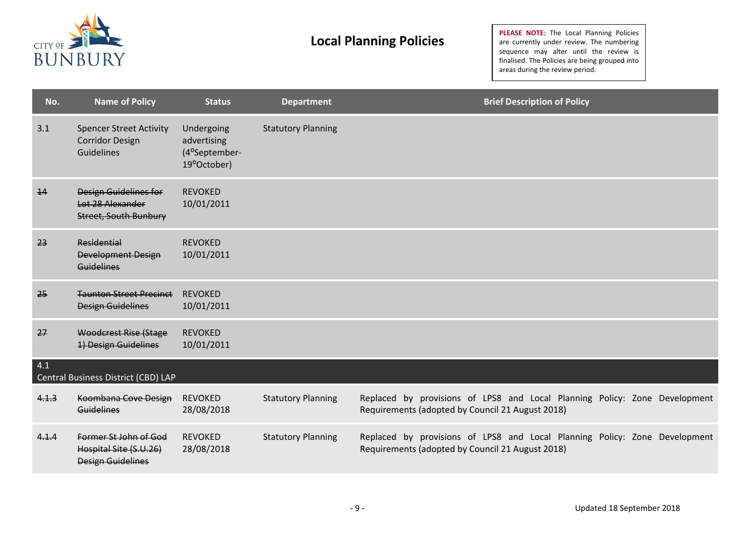# Local Planning Policies

**PLEASE NOTE:** The Local Planning Policies are currently under review. The numbering sequence may alter until the review is finalised. The Policies are being grouped into areas during the review period.

| No. | Name of Policy | Status | Department | Brief Description of Policy |
|---|---|---|---|---|
| 3.1 | Spencer Street Activity Corridor Design Guidelines | Undergoing advertising (4ᴼSeptember-19ᴼOctober) | Statutory Planning | |
| ~~14~~ | ~~Design Guidelines for Lot 28 Alexander Street, South Bunbury~~ | REVOKED 10/01/2011 | | |
| ~~23~~ | ~~Residential Development Design Guidelines~~ | REVOKED 10/01/2011 | | |
| ~~25~~ | ~~Taunton Street Precinct Design Guidelines~~ | REVOKED 10/01/2011 | | |
| ~~27~~ | ~~Woodcrest Rise (Stage 1) Design Guidelines~~ | REVOKED 10/01/2011 | | |
| **4.1 Central Business District (CBD) LAP** | | | | |
| ~~4.1.3~~ | ~~Koombana Cove Design Guidelines~~ | REVOKED 28/08/2018 | Statutory Planning | Replaced by provisions of LPS8 and Local Planning Policy: Zone Development Requirements (adopted by Council 21 August 2018) |
| ~~4.1.4~~ | ~~Former St John of God Hospital Site (S.U.26) Design Guidelines~~ | REVOKED 28/08/2018 | Statutory Planning | Replaced by provisions of LPS8 and Local Planning Policy: Zone Development Requirements (adopted by Council 21 August 2018) |

Updated 18 September 2018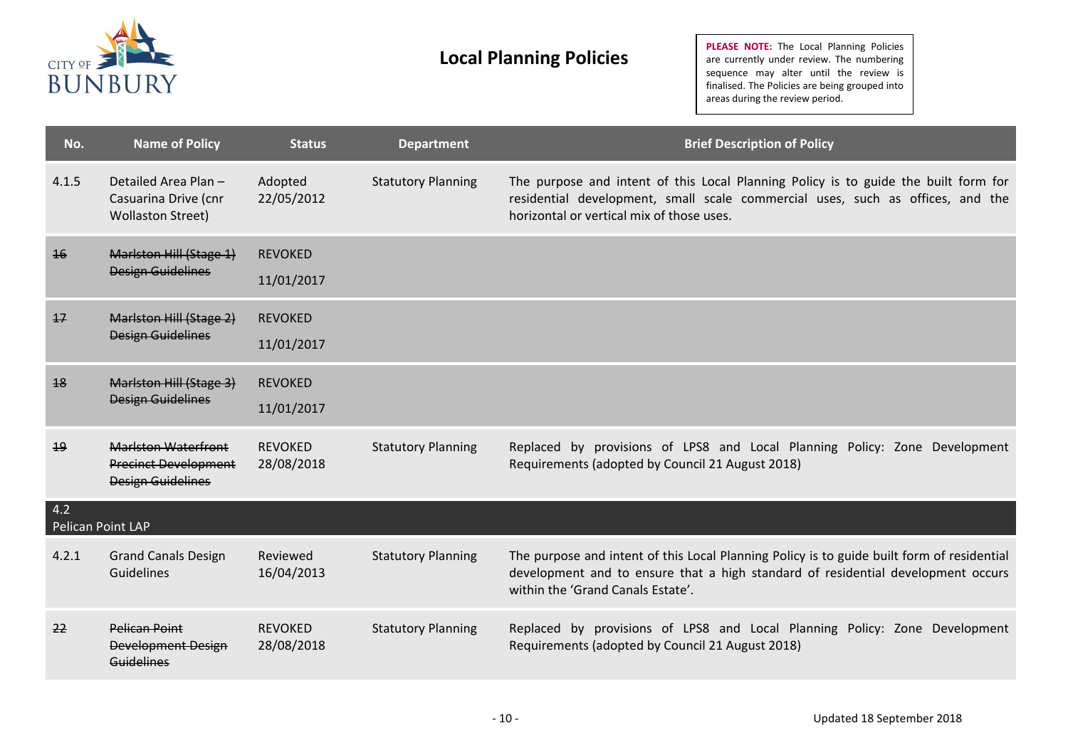# Local Planning Policies

**PLEASE NOTE:** The Local Planning Policies are currently under review. The numbering sequence may alter until the review is finalised. The Policies are being grouped into areas during the review period.

| No. | Name of Policy | Status | Department | Brief Description of Policy |
|---|---|---|---|---|
| 4.1.5 | Detailed Area Plan – Casuarina Drive (cnr Wollaston Street) | Adopted 22/05/2012 | Statutory Planning | The purpose and intent of this Local Planning Policy is to guide the built form for residential development, small scale commercial uses, such as offices, and the horizontal or vertical mix of those uses. |
| ~~16~~ | ~~Marlston Hill (Stage 1) Design Guidelines~~ | REVOKED 11/01/2017 | | |
| ~~17~~ | ~~Marlston Hill (Stage 2) Design Guidelines~~ | REVOKED 11/01/2017 | | |
| ~~18~~ | ~~Marlston Hill (Stage 3) Design Guidelines~~ | REVOKED 11/01/2017 | | |
| ~~19~~ | ~~Marlston Waterfront Precinct Development Design Guidelines~~ | REVOKED 28/08/2018 | Statutory Planning | Replaced by provisions of LPS8 and Local Planning Policy: Zone Development Requirements (adopted by Council 21 August 2018) |
| 4.2 Pelican Point LAP | | | | |
| 4.2.1 | Grand Canals Design Guidelines | Reviewed 16/04/2013 | Statutory Planning | The purpose and intent of this Local Planning Policy is to guide built form of residential development and to ensure that a high standard of residential development occurs within the 'Grand Canals Estate'. |
| ~~22~~ | ~~Pelican Point Development Design Guidelines~~ | REVOKED 28/08/2018 | Statutory Planning | Replaced by provisions of LPS8 and Local Planning Policy: Zone Development Requirements (adopted by Council 21 August 2018) |

Updated 18 September 2018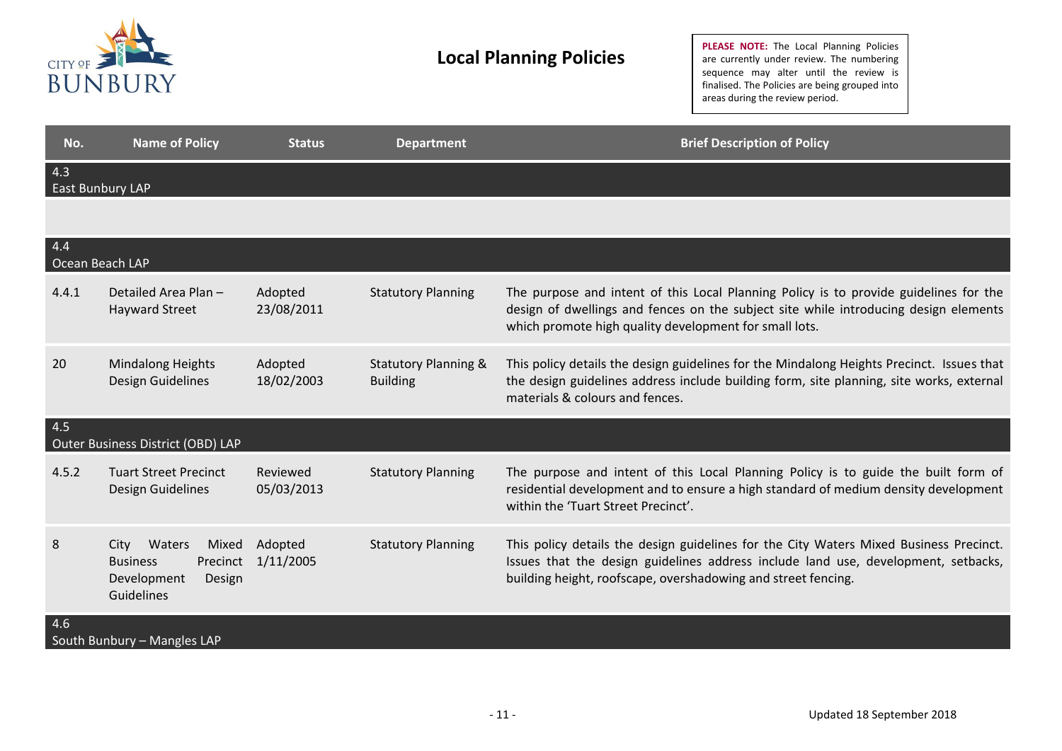# Local Planning Policies

**PLEASE NOTE:** The Local Planning Policies are currently under review. The numbering sequence may alter until the review is finalised. The Policies are being grouped into areas during the review period.

| No. | Name of Policy | Status | Department | Brief Description of Policy |
|---|---|---|---|---|
| 4.3 East Bunbury LAP | | | | |
| | | | | |
| 4.4 Ocean Beach LAP | | | | |
| 4.4.1 | Detailed Area Plan – Hayward Street | Adopted 23/08/2011 | Statutory Planning | The purpose and intent of this Local Planning Policy is to provide guidelines for the design of dwellings and fences on the subject site while introducing design elements which promote high quality development for small lots. |
| 20 | Mindalong Heights Design Guidelines | Adopted 18/02/2003 | Statutory Planning & Building | This policy details the design guidelines for the Mindalong Heights Precinct. Issues that the design guidelines address include building form, site planning, site works, external materials & colours and fences. |
| 4.5 Outer Business District (OBD) LAP | | | | |
| 4.5.2 | Tuart Street Precinct Design Guidelines | Reviewed 05/03/2013 | Statutory Planning | The purpose and intent of this Local Planning Policy is to guide the built form of residential development and to ensure a high standard of medium density development within the 'Tuart Street Precinct'. |
| 8 | City Waters Mixed Business Precinct Development Design Guidelines | Adopted 1/11/2005 | Statutory Planning | This policy details the design guidelines for the City Waters Mixed Business Precinct. Issues that the design guidelines address include land use, development, setbacks, building height, roofscape, overshadowing and street fencing. |
| 4.6 South Bunbury – Mangles LAP | | | | |

Updated 18 September 2018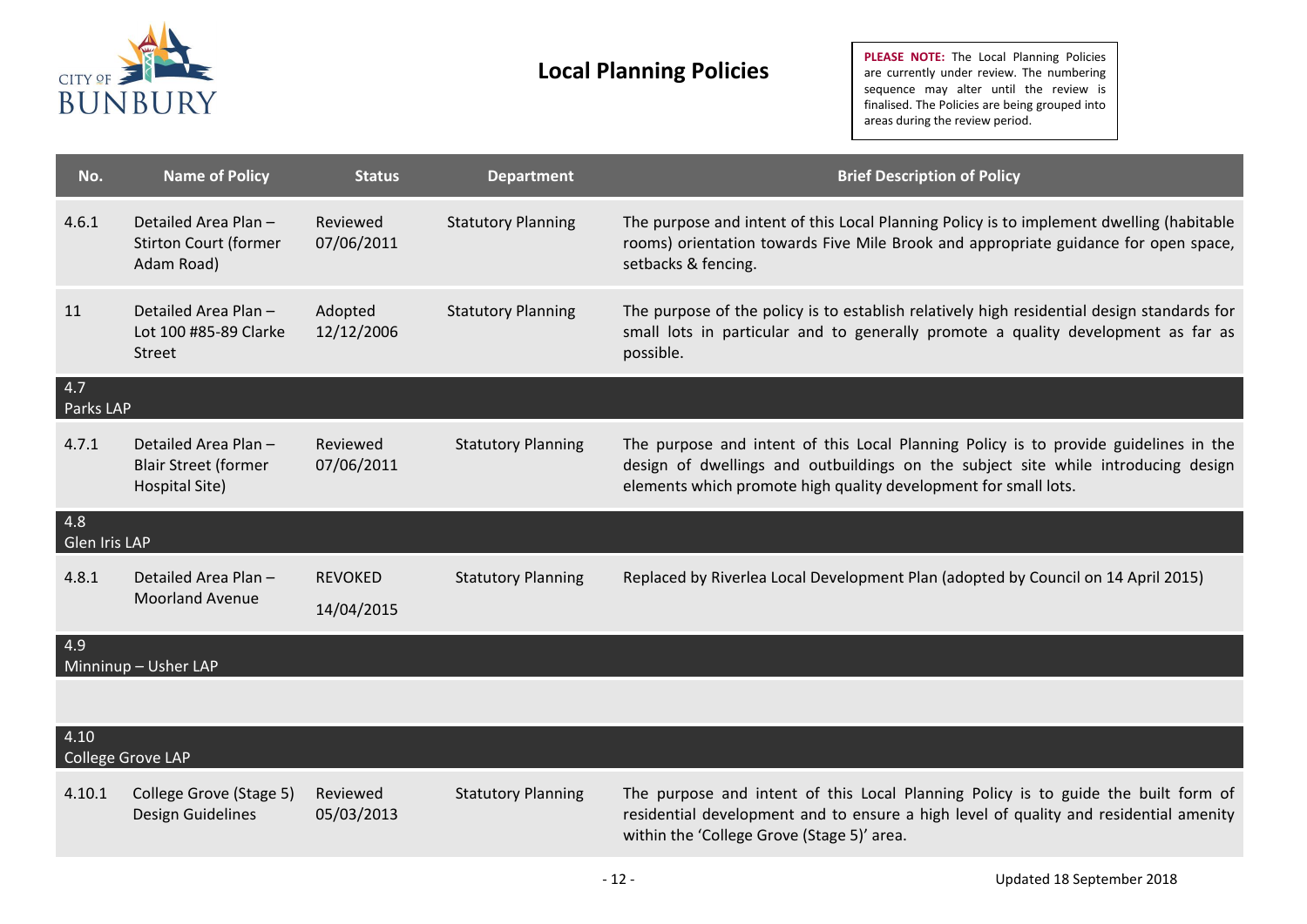# Local Planning Policies

**PLEASE NOTE:** The Local Planning Policies are currently under review. The numbering sequence may alter until the review is finalised. The Policies are being grouped into areas during the review period.

| No. | Name of Policy | Status | Department | Brief Description of Policy |
|---|---|---|---|---|
| 4.6.1 | Detailed Area Plan – Stirton Court (former Adam Road) | Reviewed 07/06/2011 | Statutory Planning | The purpose and intent of this Local Planning Policy is to implement dwelling (habitable rooms) orientation towards Five Mile Brook and appropriate guidance for open space, setbacks & fencing. |
| 11 | Detailed Area Plan – Lot 100 #85-89 Clarke Street | Adopted 12/12/2006 | Statutory Planning | The purpose of the policy is to establish relatively high residential design standards for small lots in particular and to generally promote a quality development as far as possible. |
| 4.7 Parks LAP | | | | |
| 4.7.1 | Detailed Area Plan – Blair Street (former Hospital Site) | Reviewed 07/06/2011 | Statutory Planning | The purpose and intent of this Local Planning Policy is to provide guidelines in the design of dwellings and outbuildings on the subject site while introducing design elements which promote high quality development for small lots. |
| 4.8 Glen Iris LAP | | | | |
| 4.8.1 | Detailed Area Plan – Moorland Avenue | REVOKED 14/04/2015 | Statutory Planning | Replaced by Riverlea Local Development Plan (adopted by Council on 14 April 2015) |
| 4.9 Minninup – Usher LAP | | | | |
| | | | | |
| 4.10 College Grove LAP | | | | |
| 4.10.1 | College Grove (Stage 5) Design Guidelines | Reviewed 05/03/2013 | Statutory Planning | The purpose and intent of this Local Planning Policy is to guide the built form of residential development and to ensure a high level of quality and residential amenity within the 'College Grove (Stage 5)' area. |

Updated 18 September 2018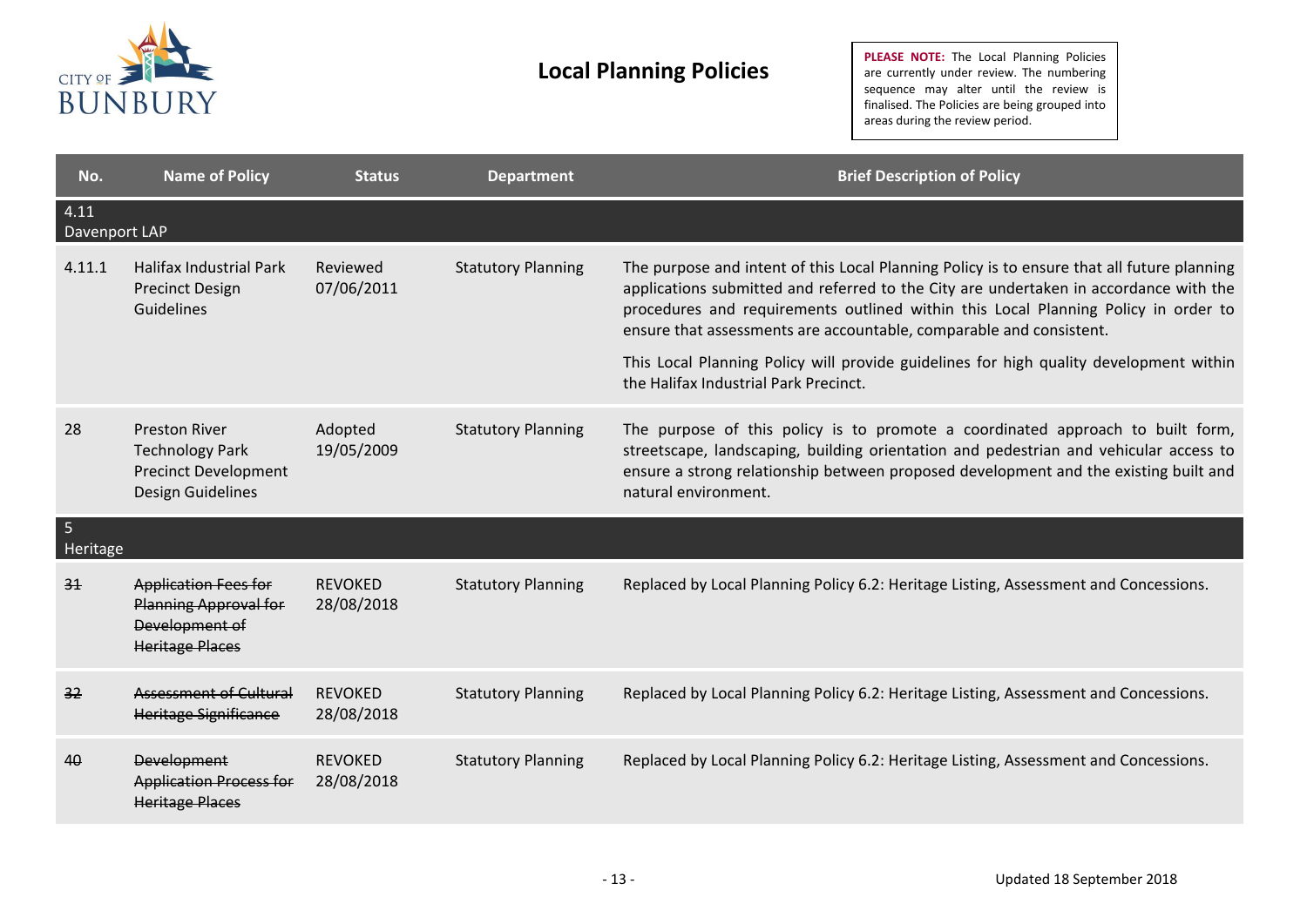# Local Planning Policies

**PLEASE NOTE:** The Local Planning Policies are currently under review. The numbering sequence may alter until the review is finalised. The Policies are being grouped into areas during the review period.

| No. | Name of Policy | Status | Department | Brief Description of Policy |
|---|---|---|---|---|
| 4.11 Davenport LAP | | | | |
| 4.11.1 | Halifax Industrial Park Precinct Design Guidelines | Reviewed 07/06/2011 | Statutory Planning | The purpose and intent of this Local Planning Policy is to ensure that all future planning applications submitted and referred to the City are undertaken in accordance with the procedures and requirements outlined within this Local Planning Policy in order to ensure that assessments are accountable, comparable and consistent.<br><br>This Local Planning Policy will provide guidelines for high quality development within the Halifax Industrial Park Precinct. |
| 28 | Preston River Technology Park Precinct Development Design Guidelines | Adopted 19/05/2009 | Statutory Planning | The purpose of this policy is to promote a coordinated approach to built form, streetscape, landscaping, building orientation and pedestrian and vehicular access to ensure a strong relationship between proposed development and the existing built and natural environment. |
| 5 Heritage | | | | |
| ~~31~~ | ~~Application Fees for Planning Approval for Development of Heritage Places~~ | REVOKED 28/08/2018 | Statutory Planning | Replaced by Local Planning Policy 6.2: Heritage Listing, Assessment and Concessions. |
| ~~32~~ | ~~Assessment of Cultural Heritage Significance~~ | REVOKED 28/08/2018 | Statutory Planning | Replaced by Local Planning Policy 6.2: Heritage Listing, Assessment and Concessions. |
| ~~40~~ | ~~Development Application Process for Heritage Places~~ | REVOKED 28/08/2018 | Statutory Planning | Replaced by Local Planning Policy 6.2: Heritage Listing, Assessment and Concessions. |

Updated 18 September 2018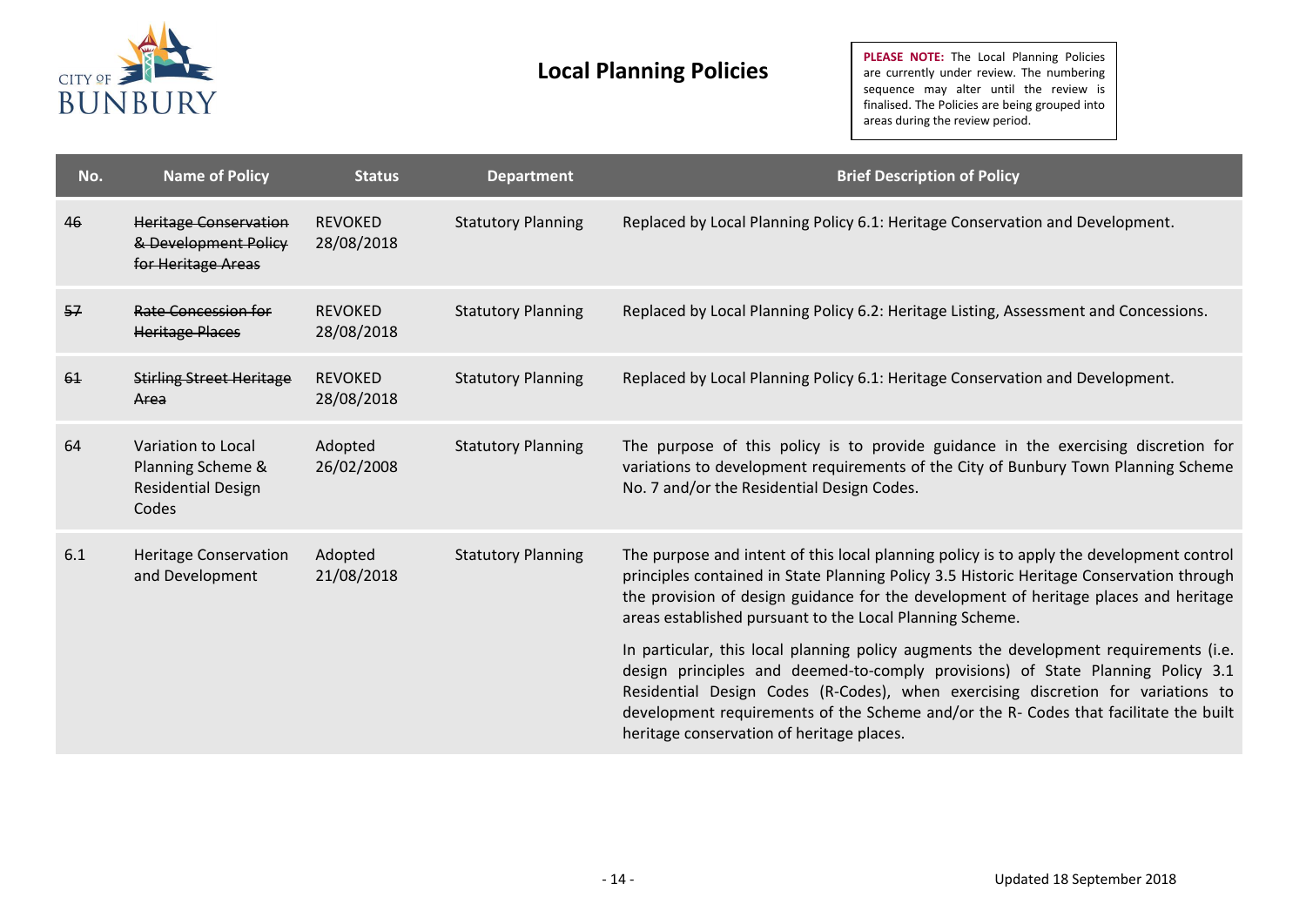# Local Planning Policies

**PLEASE NOTE:** The Local Planning Policies are currently under review. The numbering sequence may alter until the review is finalised. The Policies are being grouped into areas during the review period.

| No. | Name of Policy | Status | Department | Brief Description of Policy |
|---|---|---|---|---|
| ~~46~~ | ~~Heritage Conservation & Development Policy for Heritage Areas~~ | REVOKED 28/08/2018 | Statutory Planning | Replaced by Local Planning Policy 6.1: Heritage Conservation and Development. |
| ~~57~~ | ~~Rate Concession for Heritage Places~~ | REVOKED 28/08/2018 | Statutory Planning | Replaced by Local Planning Policy 6.2: Heritage Listing, Assessment and Concessions. |
| ~~61~~ | ~~Stirling Street Heritage Area~~ | REVOKED 28/08/2018 | Statutory Planning | Replaced by Local Planning Policy 6.1: Heritage Conservation and Development. |
| 64 | Variation to Local Planning Scheme & Residential Design Codes | Adopted 26/02/2008 | Statutory Planning | The purpose of this policy is to provide guidance in the exercising discretion for variations to development requirements of the City of Bunbury Town Planning Scheme No. 7 and/or the Residential Design Codes. |
| 6.1 | Heritage Conservation and Development | Adopted 21/08/2018 | Statutory Planning | The purpose and intent of this local planning policy is to apply the development control principles contained in State Planning Policy 3.5 Historic Heritage Conservation through the provision of design guidance for the development of heritage places and heritage areas established pursuant to the Local Planning Scheme.<br><br>In particular, this local planning policy augments the development requirements (i.e. design principles and deemed-to-comply provisions) of State Planning Policy 3.1 Residential Design Codes (R-Codes), when exercising discretion for variations to development requirements of the Scheme and/or the R- Codes that facilitate the built heritage conservation of heritage places. |

Updated 18 September 2018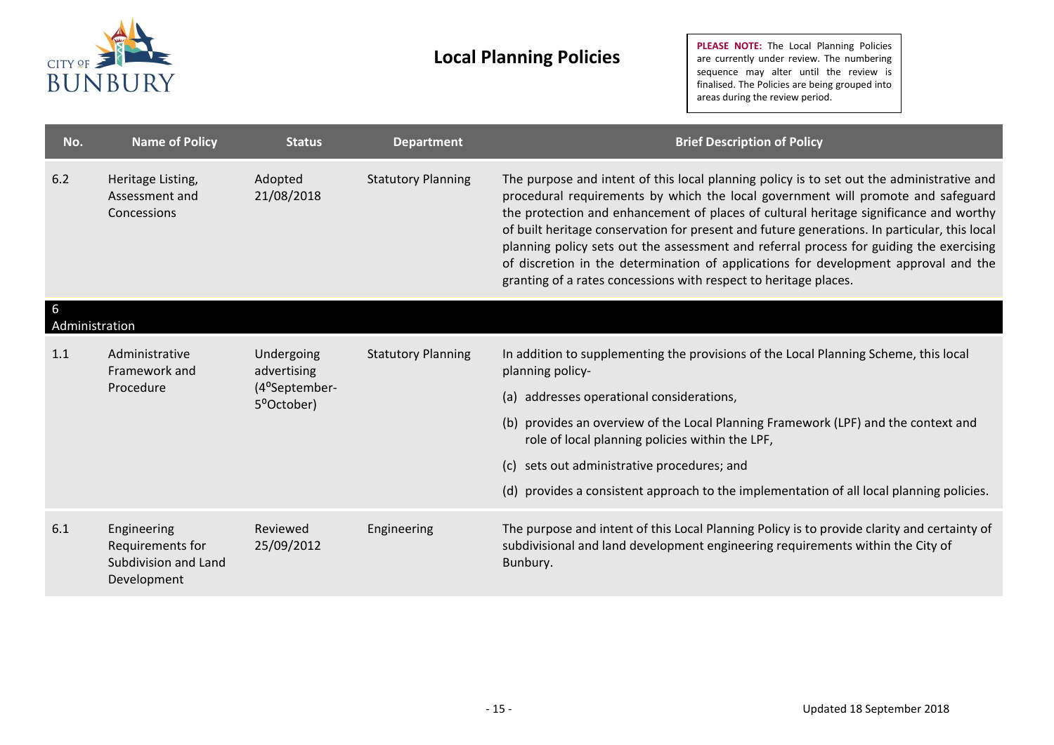# Local Planning Policies

**PLEASE NOTE:** The Local Planning Policies are currently under review. The numbering sequence may alter until the review is finalised. The Policies are being grouped into areas during the review period.

| No. | Name of Policy | Status | Department | Brief Description of Policy |
|---|---|---|---|---|
| 6.2 | Heritage Listing, Assessment and Concessions | Adopted 21/08/2018 | Statutory Planning | The purpose and intent of this local planning policy is to set out the administrative and procedural requirements by which the local government will promote and safeguard the protection and enhancement of places of cultural heritage significance and worthy of built heritage conservation for present and future generations. In particular, this local planning policy sets out the assessment and referral process for guiding the exercising of discretion in the determination of applications for development approval and the granting of a rates concessions with respect to heritage places. |
| **6 Administration** | | | | |
| 1.1 | Administrative Framework and Procedure | Undergoing advertising (4ᵒSeptember-5ᵒOctober) | Statutory Planning | In addition to supplementing the provisions of the Local Planning Scheme, this local planning policy- (a) addresses operational considerations, (b) provides an overview of the Local Planning Framework (LPF) and the context and role of local planning policies within the LPF, (c) sets out administrative procedures; and (d) provides a consistent approach to the implementation of all local planning policies. |
| 6.1 | Engineering Requirements for Subdivision and Land Development | Reviewed 25/09/2012 | Engineering | The purpose and intent of this Local Planning Policy is to provide clarity and certainty of subdivisional and land development engineering requirements within the City of Bunbury. |

Updated 18 September 2018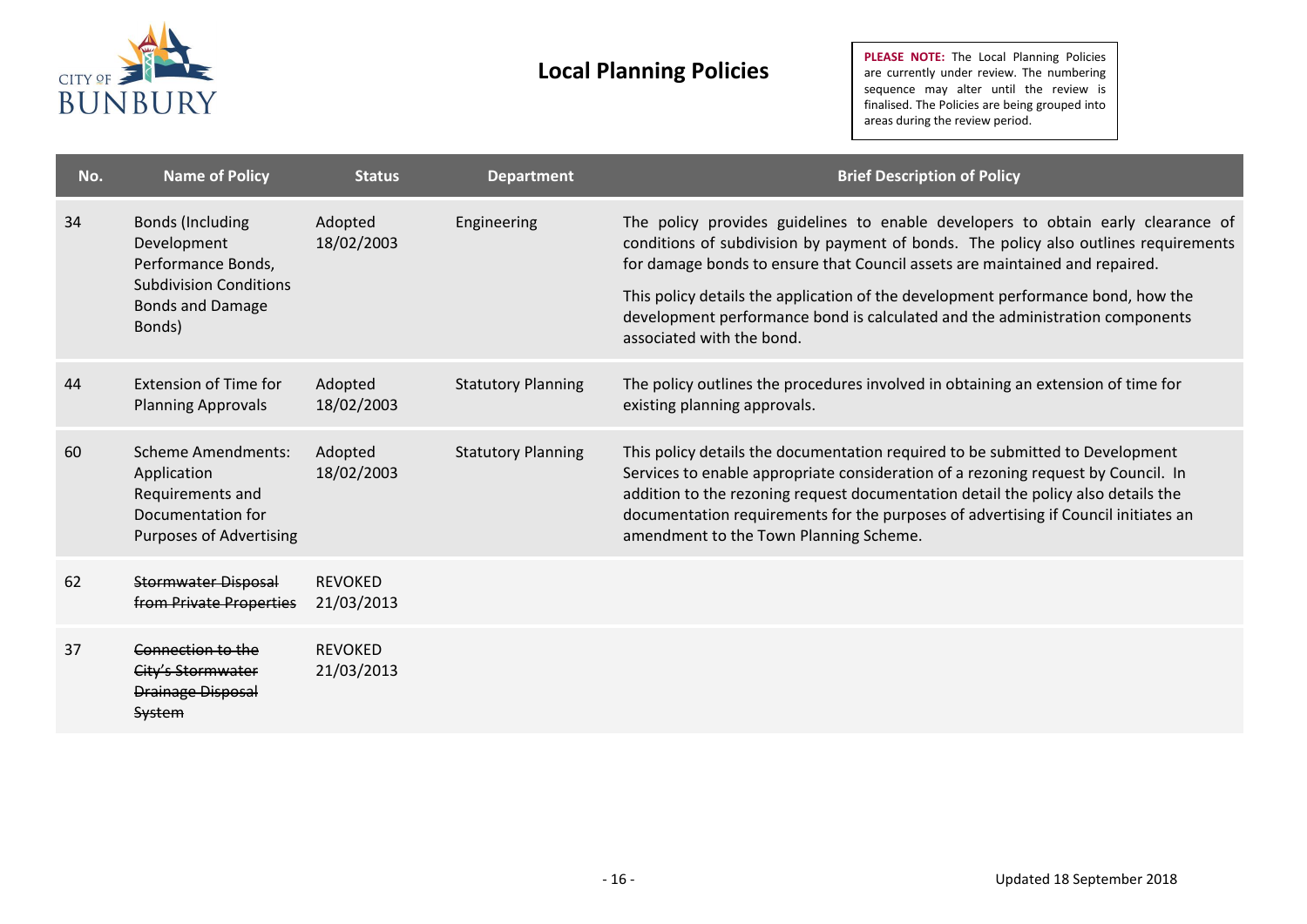# Local Planning Policies

**PLEASE NOTE:** The Local Planning Policies are currently under review. The numbering sequence may alter until the review is finalised. The Policies are being grouped into areas during the review period.

| No. | Name of Policy | Status | Department | Brief Description of Policy |
|---|---|---|---|---|
| 34 | Bonds (Including Development Performance Bonds, Subdivision Conditions Bonds and Damage Bonds) | Adopted 18/02/2003 | Engineering | The policy provides guidelines to enable developers to obtain early clearance of conditions of subdivision by payment of bonds. The policy also outlines requirements for damage bonds to ensure that Council assets are maintained and repaired.<br><br>This policy details the application of the development performance bond, how the development performance bond is calculated and the administration components associated with the bond. |
| 44 | Extension of Time for Planning Approvals | Adopted 18/02/2003 | Statutory Planning | The policy outlines the procedures involved in obtaining an extension of time for existing planning approvals. |
| 60 | Scheme Amendments: Application Requirements and Documentation for Purposes of Advertising | Adopted 18/02/2003 | Statutory Planning | This policy details the documentation required to be submitted to Development Services to enable appropriate consideration of a rezoning request by Council. In addition to the rezoning request documentation detail the policy also details the documentation requirements for the purposes of advertising if Council initiates an amendment to the Town Planning Scheme. |
| 62 | ~~Stormwater Disposal from Private Properties~~ | REVOKED 21/03/2013 | | |
| 37 | ~~Connection to the City's Stormwater Drainage Disposal System~~ | REVOKED 21/03/2013 | | |

Updated 18 September 2018